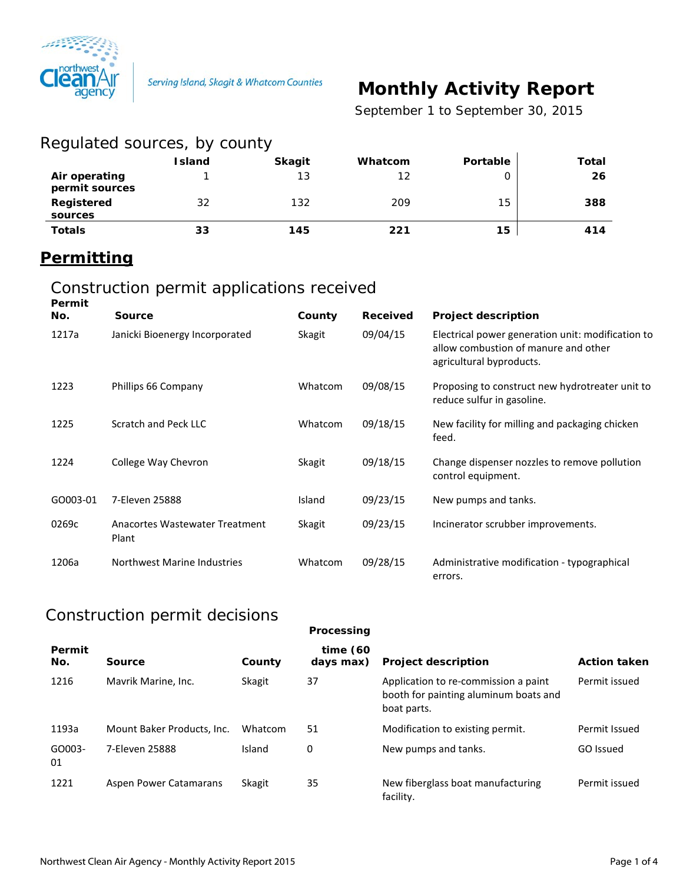Serving Island, Skagit & Whatcom Counties

# Monthly Activity Report

September 1 to September 30, 2015

## Regulated sources, by county

| | Island | Skagit | Whatcom | Portable | Total |
|---|---|---|---|---|---|
| **Air operating permit sources** | 1 | 13 | 12 | 0 | **26** |
| **Registered sources** | 32 | 132 | 209 | 15 | **388** |
| **Totals** | **33** | **145** | **221** | **15** | **414** |

## Permitting

### Construction permit applications received

| Permit No. | Source | County | Received | Project description |
|---|---|---|---|---|
| 1217a | Janicki Bioenergy Incorporated | Skagit | 09/04/15 | Electrical power generation unit: modification to allow combustion of manure and other agricultural byproducts. |
| 1223 | Phillips 66 Company | Whatcom | 09/08/15 | Proposing to construct new hydrotreater unit to reduce sulfur in gasoline. |
| 1225 | Scratch and Peck LLC | Whatcom | 09/18/15 | New facility for milling and packaging chicken feed. |
| 1224 | College Way Chevron | Skagit | 09/18/15 | Change dispenser nozzles to remove pollution control equipment. |
| GO003-01 | 7-Eleven 25888 | Island | 09/23/15 | New pumps and tanks. |
| 0269c | Anacortes Wastewater Treatment Plant | Skagit | 09/23/15 | Incinerator scrubber improvements. |
| 1206a | Northwest Marine Industries | Whatcom | 09/28/15 | Administrative modification - typographical errors. |

### Construction permit decisions

| Permit No. | Source | County | Processing time (60 days max) | Project description | Action taken |
|---|---|---|---|---|---|
| 1216 | Mavrik Marine, Inc. | Skagit | 37 | Application to re-commission a paint booth for painting aluminum boats and boat parts. | Permit issued |
| 1193a | Mount Baker Products, Inc. | Whatcom | 51 | Modification to existing permit. | Permit Issued |
| GO003-01 | 7-Eleven 25888 | Island | 0 | New pumps and tanks. | GO Issued |
| 1221 | Aspen Power Catamarans | Skagit | 35 | New fiberglass boat manufacturing facility. | Permit issued |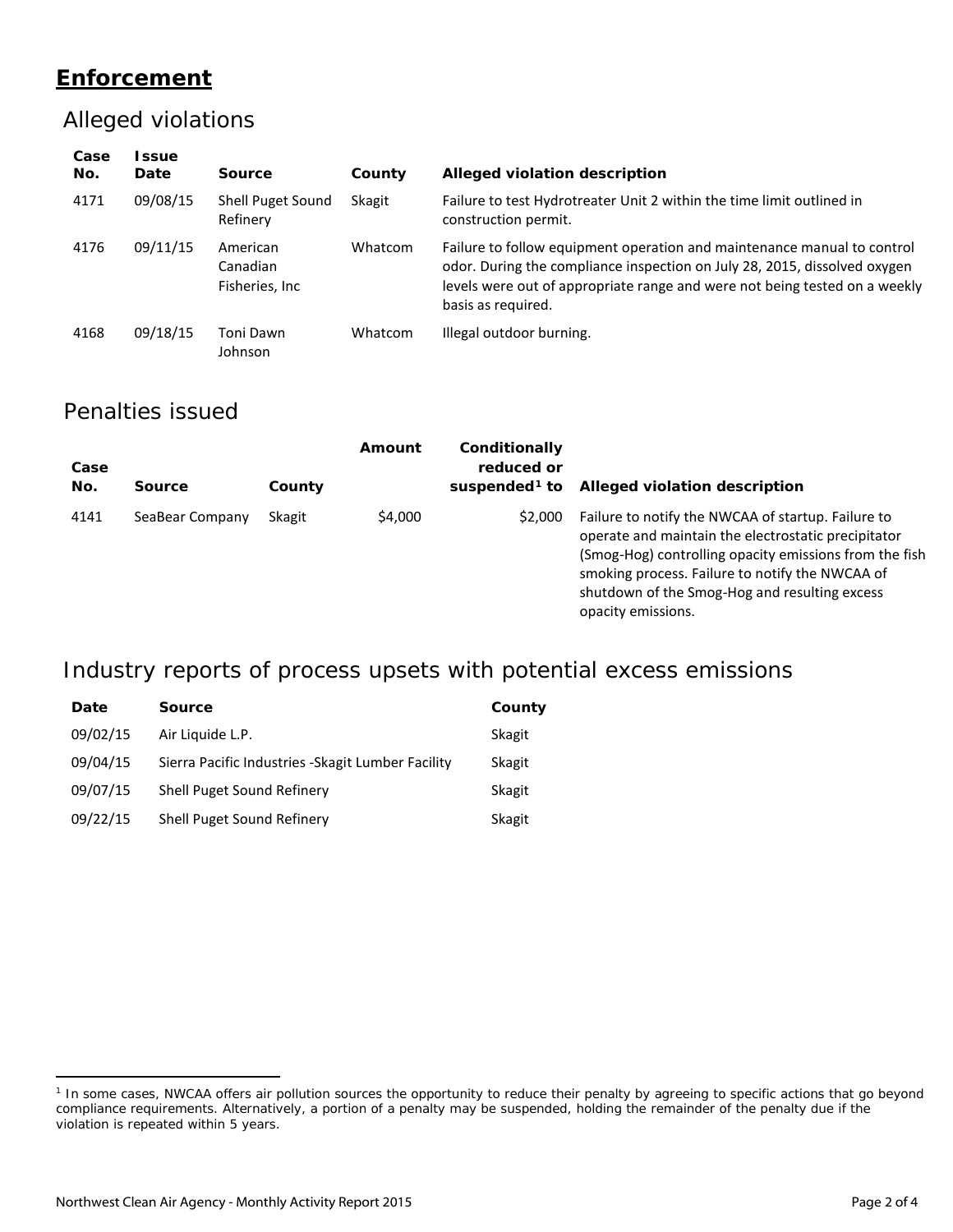## Enforcement

### Alleged violations

| Case No. | Issue Date | Source | County | Alleged violation description |
|---|---|---|---|---|
| 4171 | 09/08/15 | Shell Puget Sound Refinery | Skagit | Failure to test Hydrotreater Unit 2 within the time limit outlined in construction permit. |
| 4176 | 09/11/15 | American Canadian Fisheries, Inc | Whatcom | Failure to follow equipment operation and maintenance manual to control odor. During the compliance inspection on July 28, 2015, dissolved oxygen levels were out of appropriate range and were not being tested on a weekly basis as required. |
| 4168 | 09/18/15 | Toni Dawn Johnson | Whatcom | Illegal outdoor burning. |

### Penalties issued

| Case No. | Source | County | Amount | Conditionally reduced or suspended[1] to | Alleged violation description |
|---|---|---|---|---|---|
| 4141 | SeaBear Company | Skagit | $4,000 | $2,000 | Failure to notify the NWCAA of startup. Failure to operate and maintain the electrostatic precipitator (Smog-Hog) controlling opacity emissions from the fish smoking process. Failure to notify the NWCAA of shutdown of the Smog-Hog and resulting excess opacity emissions. |

### Industry reports of process upsets with potential excess emissions

| Date | Source | County |
|---|---|---|
| 09/02/15 | Air Liquide L.P. | Skagit |
| 09/04/15 | Sierra Pacific Industries -Skagit Lumber Facility | Skagit |
| 09/07/15 | Shell Puget Sound Refinery | Skagit |
| 09/22/15 | Shell Puget Sound Refinery | Skagit |

[1] In some cases, NWCAA offers air pollution sources the opportunity to reduce their penalty by agreeing to specific actions that go beyond compliance requirements. Alternatively, a portion of a penalty may be suspended, holding the remainder of the penalty due if the violation is repeated within 5 years.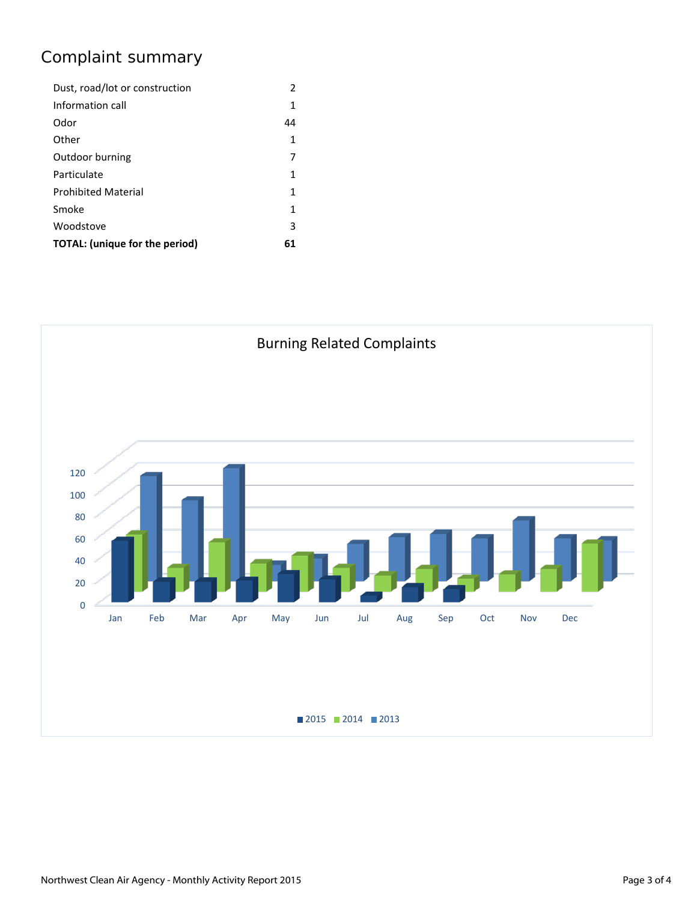## Complaint summary

| | |
|---|---|
| Dust, road/lot or construction | 2 |
| Information call | 1 |
| Odor | 44 |
| Other | 1 |
| Outdoor burning | 7 |
| Particulate | 1 |
| Prohibited Material | 1 |
| Smoke | 1 |
| Woodstove | 3 |
| **TOTAL: (unique for the period)** | **61** |

Burning Related Complaints

120
100
80
60
40
20
0

Jan Feb Mar Apr May Jun Jul Aug Sep Oct Nov Dec

2015 2014 2013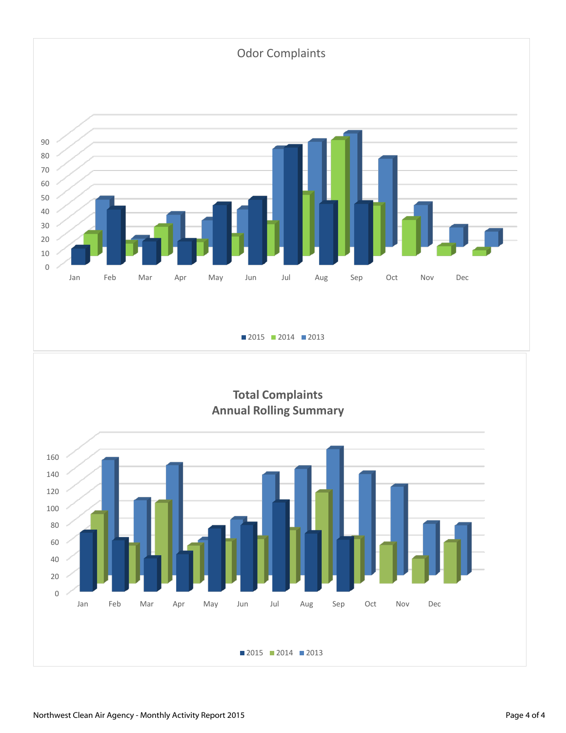Odor Complaints

90
80
70
60
50
40
30
20
10
0

Jan Feb Mar Apr May Jun Jul Aug Sep Oct Nov Dec

2015 2014 2013

**Total Complaints**
**Annual Rolling Summary**

160
140
120
100
80
60
40
20
0

Jan Feb Mar Apr May Jun Jul Aug Sep Oct Nov Dec

2015 2014 2013